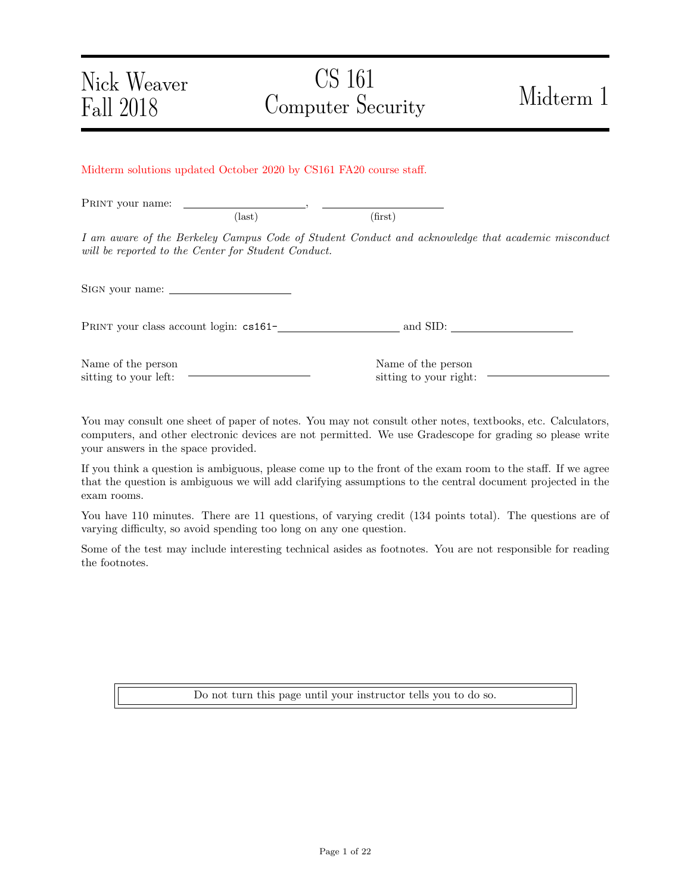| Nick Weaver<br>Fall 2018 | CS 161<br>Computer Security | Midterm 1 |
| --- | --- | --- |

Midterm solutions updated October 2020 by CS161 FA20 course staff.

PRINT your name: \_\_\_\_\_\_\_\_\_\_\_\_\_\_\_\_\_\_\_\_, \_\_\_\_\_\_\_\_\_\_\_\_\_\_\_\_\_\_\_\_
(last) (first)

*I am aware of the Berkeley Campus Code of Student Conduct and acknowledge that academic misconduct will be reported to the Center for Student Conduct.*

SIGN your name: \_\_\_\_\_\_\_\_\_\_\_\_\_\_\_\_\_\_\_\_

PRINT your class account login: cs161-\_\_\_\_\_\_\_\_\_\_\_\_\_\_\_\_\_\_\_\_ and SID: \_\_\_\_\_\_\_\_\_\_\_\_\_\_\_\_\_\_\_\_

Name of the person sitting to your left: \_\_\_\_\_\_\_\_\_\_\_\_\_\_\_\_\_\_\_\_

Name of the person sitting to your right: \_\_\_\_\_\_\_\_\_\_\_\_\_\_\_\_\_\_\_\_

You may consult one sheet of paper of notes. You may not consult other notes, textbooks, etc. Calculators, computers, and other electronic devices are not permitted. We use Gradescope for grading so please write your answers in the space provided.

If you think a question is ambiguous, please come up to the front of the exam room to the staff. If we agree that the question is ambiguous we will add clarifying assumptions to the central document projected in the exam rooms.

You have 110 minutes. There are 11 questions, of varying credit (134 points total). The questions are of varying difficulty, so avoid spending too long on any one question.

Some of the test may include interesting technical asides as footnotes. You are not responsible for reading the footnotes.

Do not turn this page until your instructor tells you to do so.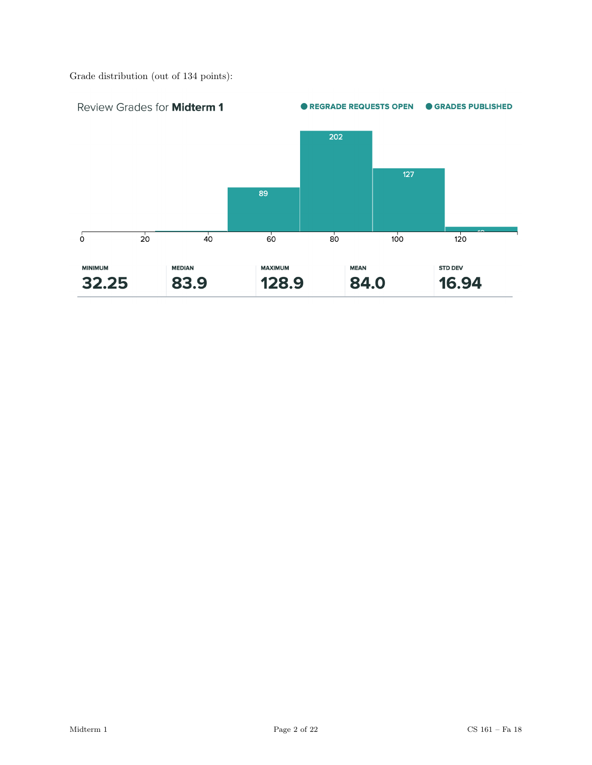Grade distribution (out of 134 points):

Review Grades for **Midterm 1**

REGRADE REQUESTS OPEN   GRADES PUBLISHED

| MINIMUM | MEDIAN | MAXIMUM | MEAN | STD DEV |
|---|---|---|---|---|
| 32.25 | 83.9 | 128.9 | 84.0 | 16.94 |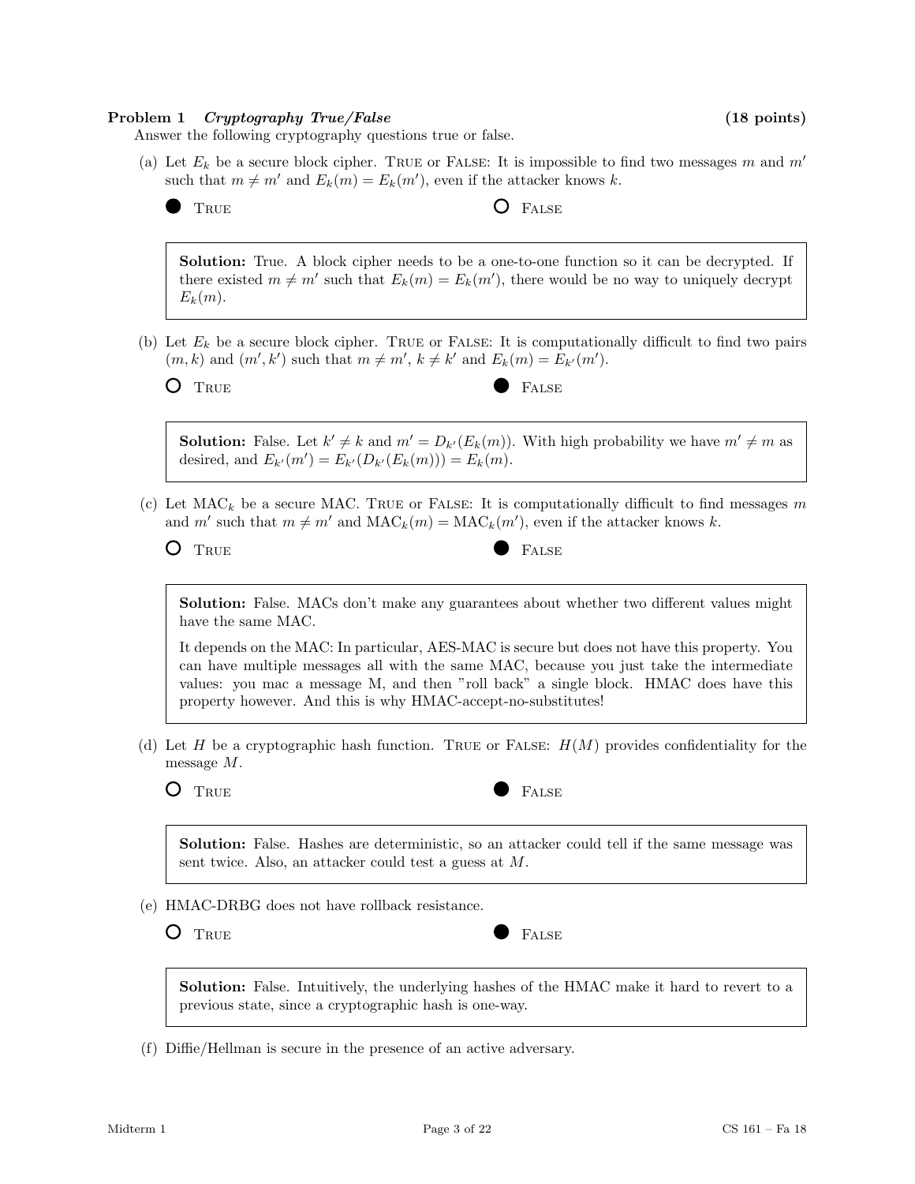**Problem 1** ***Cryptography True/False*** **(18 points)**

Answer the following cryptography questions true or false.

(a) Let $E_k$ be a secure block cipher. TRUE or FALSE: It is impossible to find two messages $m$ and $m'$ such that $m \neq m'$ and $E_k(m) = E_k(m')$, even if the attacker knows $k$.

● TRUE ○ FALSE

> **Solution:** True. A block cipher needs to be a one-to-one function so it can be decrypted. If there existed $m \neq m'$ such that $E_k(m) = E_k(m')$, there would be no way to uniquely decrypt $E_k(m)$.

(b) Let $E_k$ be a secure block cipher. TRUE or FALSE: It is computationally difficult to find two pairs $(m, k)$ and $(m', k')$ such that $m \neq m'$, $k \neq k'$ and $E_k(m) = E_{k'}(m')$.

○ TRUE ● FALSE

> **Solution:** False. Let $k' \neq k$ and $m' = D_{k'}(E_k(m))$. With high probability we have $m' \neq m$ as desired, and $E_{k'}(m') = E_{k'}(D_{k'}(E_k(m))) = E_k(m)$.

(c) Let $\text{MAC}_k$ be a secure MAC. TRUE or FALSE: It is computationally difficult to find messages $m$ and $m'$ such that $m \neq m'$ and $\text{MAC}_k(m) = \text{MAC}_k(m')$, even if the attacker knows $k$.

○ TRUE ● FALSE

> **Solution:** False. MACs don't make any guarantees about whether two different values might have the same MAC.
>
> It depends on the MAC: In particular, AES-MAC is secure but does not have this property. You can have multiple messages all with the same MAC, because you just take the intermediate values: you mac a message M, and then "roll back" a single block. HMAC does have this property however. And this is why HMAC-accept-no-substitutes!

(d) Let $H$ be a cryptographic hash function. TRUE or FALSE: $H(M)$ provides confidentiality for the message $M$.

○ TRUE ● FALSE

> **Solution:** False. Hashes are deterministic, so an attacker could tell if the same message was sent twice. Also, an attacker could test a guess at $M$.

(e) HMAC-DRBG does not have rollback resistance.

○ TRUE ● FALSE

> **Solution:** False. Intuitively, the underlying hashes of the HMAC make it hard to revert to a previous state, since a cryptographic hash is one-way.

(f) Diffie/Hellman is secure in the presence of an active adversary.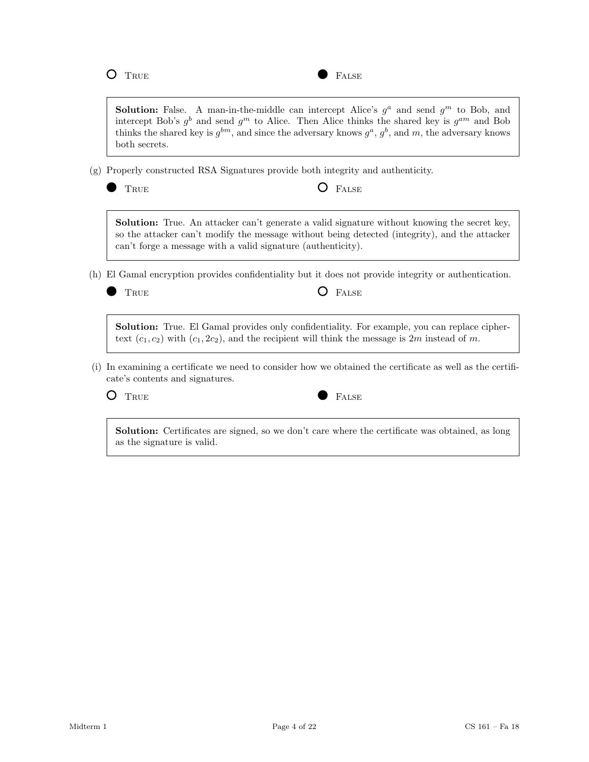○ True ● False

> **Solution:** False. A man-in-the-middle can intercept Alice's $g^a$ and send $g^m$ to Bob, and intercept Bob's $g^b$ and send $g^m$ to Alice. Then Alice thinks the shared key is $g^{am}$ and Bob thinks the shared key is $g^{bm}$, and since the adversary knows $g^a$, $g^b$, and $m$, the adversary knows both secrets.

(g) Properly constructed RSA Signatures provide both integrity and authenticity.

● True ○ False

> **Solution:** True. An attacker can't generate a valid signature without knowing the secret key, so the attacker can't modify the message without being detected (integrity), and the attacker can't forge a message with a valid signature (authenticity).

(h) El Gamal encryption provides confidentiality but it does not provide integrity or authentication.

● True ○ False

> **Solution:** True. El Gamal provides only confidentiality. For example, you can replace ciphertext $(c_1, c_2)$ with $(c_1, 2c_2)$, and the recipient will think the message is $2m$ instead of $m$.

(i) In examining a certificate we need to consider how we obtained the certificate as well as the certificate's contents and signatures.

○ True ● False

> **Solution:** Certificates are signed, so we don't care where the certificate was obtained, as long as the signature is valid.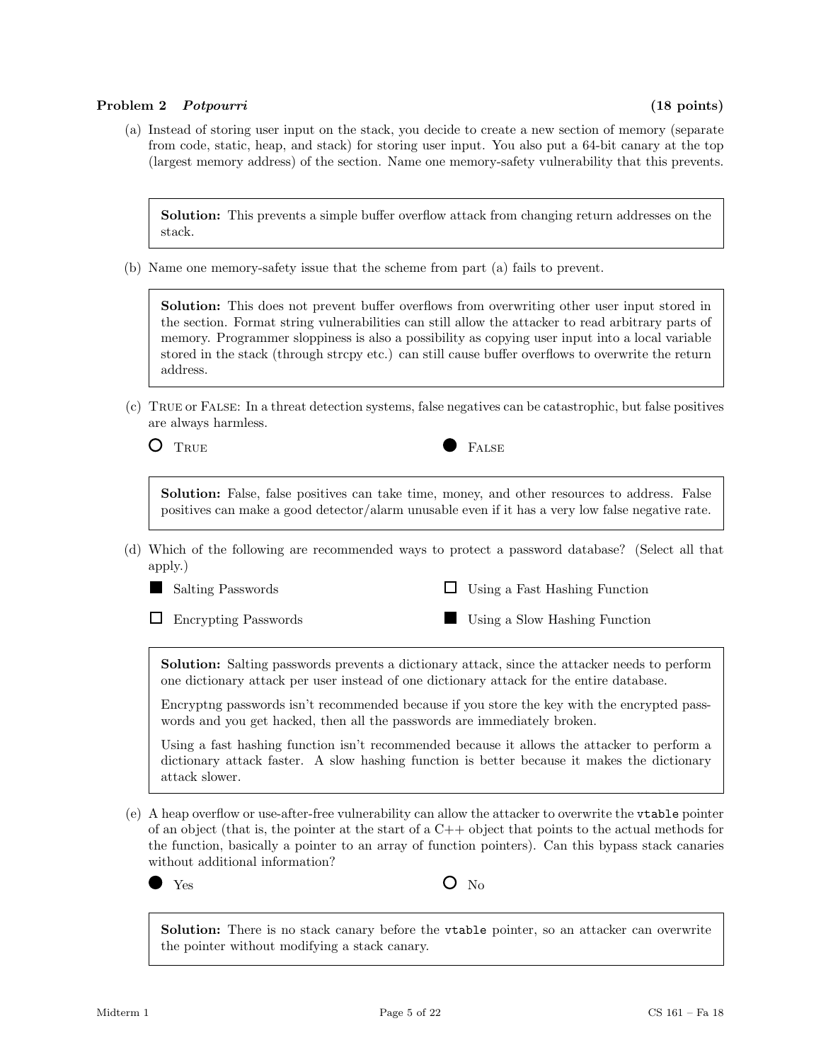## Problem 2 *Potpourri* (18 points)

(a) Instead of storing user input on the stack, you decide to create a new section of memory (separate from code, static, heap, and stack) for storing user input. You also put a 64-bit canary at the top (largest memory address) of the section. Name one memory-safety vulnerability that this prevents.

> **Solution:** This prevents a simple buffer overflow attack from changing return addresses on the stack.

(b) Name one memory-safety issue that the scheme from part (a) fails to prevent.

> **Solution:** This does not prevent buffer overflows from overwriting other user input stored in the section. Format string vulnerabilities can still allow the attacker to read arbitrary parts of memory. Programmer sloppiness is also a possibility as copying user input into a local variable stored in the stack (through strcpy etc.) can still cause buffer overflows to overwrite the return address.

(c) True or False: In a threat detection systems, false negatives can be catastrophic, but false positives are always harmless.

○ True ● False

> **Solution:** False, false positives can take time, money, and other resources to address. False positives can make a good detector/alarm unusable even if it has a very low false negative rate.

(d) Which of the following are recommended ways to protect a password database? (Select all that apply.)

■ Salting Passwords ☐ Using a Fast Hashing Function

☐ Encrypting Passwords ■ Using a Slow Hashing Function

> **Solution:** Salting passwords prevents a dictionary attack, since the attacker needs to perform one dictionary attack per user instead of one dictionary attack for the entire database.
>
> Encryptng passwords isn't recommended because if you store the key with the encrypted passwords and you get hacked, then all the passwords are immediately broken.
>
> Using a fast hashing function isn't recommended because it allows the attacker to perform a dictionary attack faster. A slow hashing function is better because it makes the dictionary attack slower.

(e) A heap overflow or use-after-free vulnerability can allow the attacker to overwrite the `vtable` pointer of an object (that is, the pointer at the start of a C++ object that points to the actual methods for the function, basically a pointer to an array of function pointers). Can this bypass stack canaries without additional information?

● Yes ○ No

> **Solution:** There is no stack canary before the `vtable` pointer, so an attacker can overwrite the pointer without modifying a stack canary.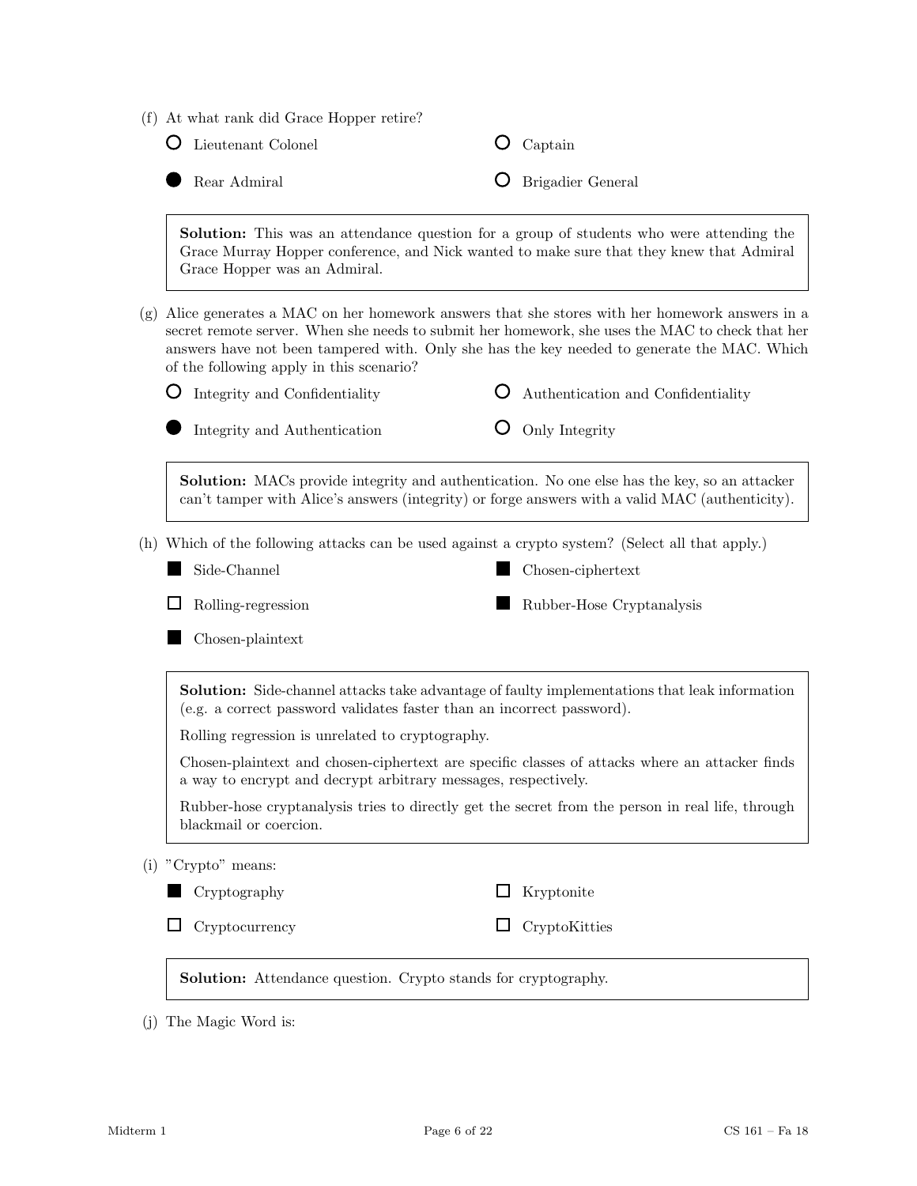(f) At what rank did Grace Hopper retire?

- ○ Lieutenant Colonel
- ○ Captain
- ● Rear Admiral
- ○ Brigadier General

> **Solution:** This was an attendance question for a group of students who were attending the Grace Murray Hopper conference, and Nick wanted to make sure that they knew that Admiral Grace Hopper was an Admiral.

(g) Alice generates a MAC on her homework answers that she stores with her homework answers in a secret remote server. When she needs to submit her homework, she uses the MAC to check that her answers have not been tampered with. Only she has the key needed to generate the MAC. Which of the following apply in this scenario?

- ○ Integrity and Confidentiality
- ○ Authentication and Confidentiality
- ● Integrity and Authentication
- ○ Only Integrity

> **Solution:** MACs provide integrity and authentication. No one else has the key, so an attacker can't tamper with Alice's answers (integrity) or forge answers with a valid MAC (authenticity).

(h) Which of the following attacks can be used against a crypto system? (Select all that apply.)

- ■ Side-Channel
- ■ Chosen-ciphertext
- □ Rolling-regression
- ■ Rubber-Hose Cryptanalysis
- ■ Chosen-plaintext

> **Solution:** Side-channel attacks take advantage of faulty implementations that leak information (e.g. a correct password validates faster than an incorrect password).
>
> Rolling regression is unrelated to cryptography.
>
> Chosen-plaintext and chosen-ciphertext are specific classes of attacks where an attacker finds a way to encrypt and decrypt arbitrary messages, respectively.
>
> Rubber-hose cryptanalysis tries to directly get the secret from the person in real life, through blackmail or coercion.

(i) "Crypto" means:

- ■ Cryptography
- □ Kryptonite
- □ Cryptocurrency
- □ CryptoKitties

> **Solution:** Attendance question. Crypto stands for cryptography.

(j) The Magic Word is: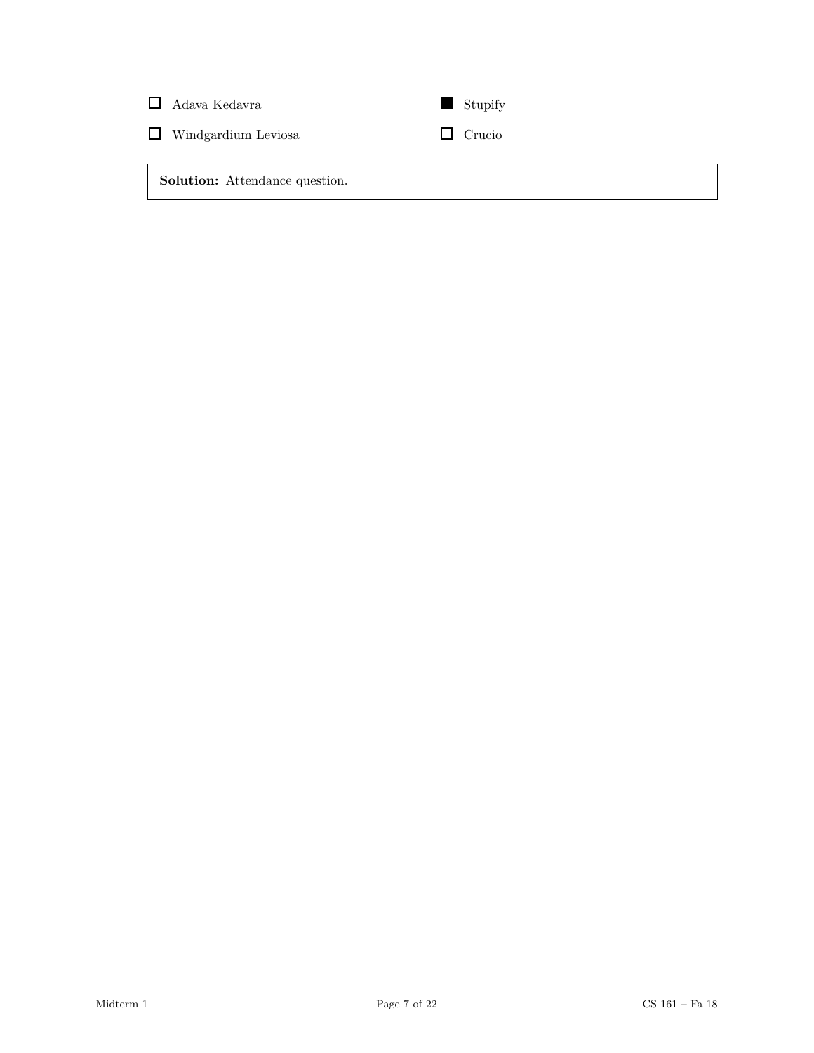- ☐ Adava Kedavra
- ■ Stupify
- ☐ Windgardium Leviosa
- ☐ Crucio

**Solution:** Attendance question.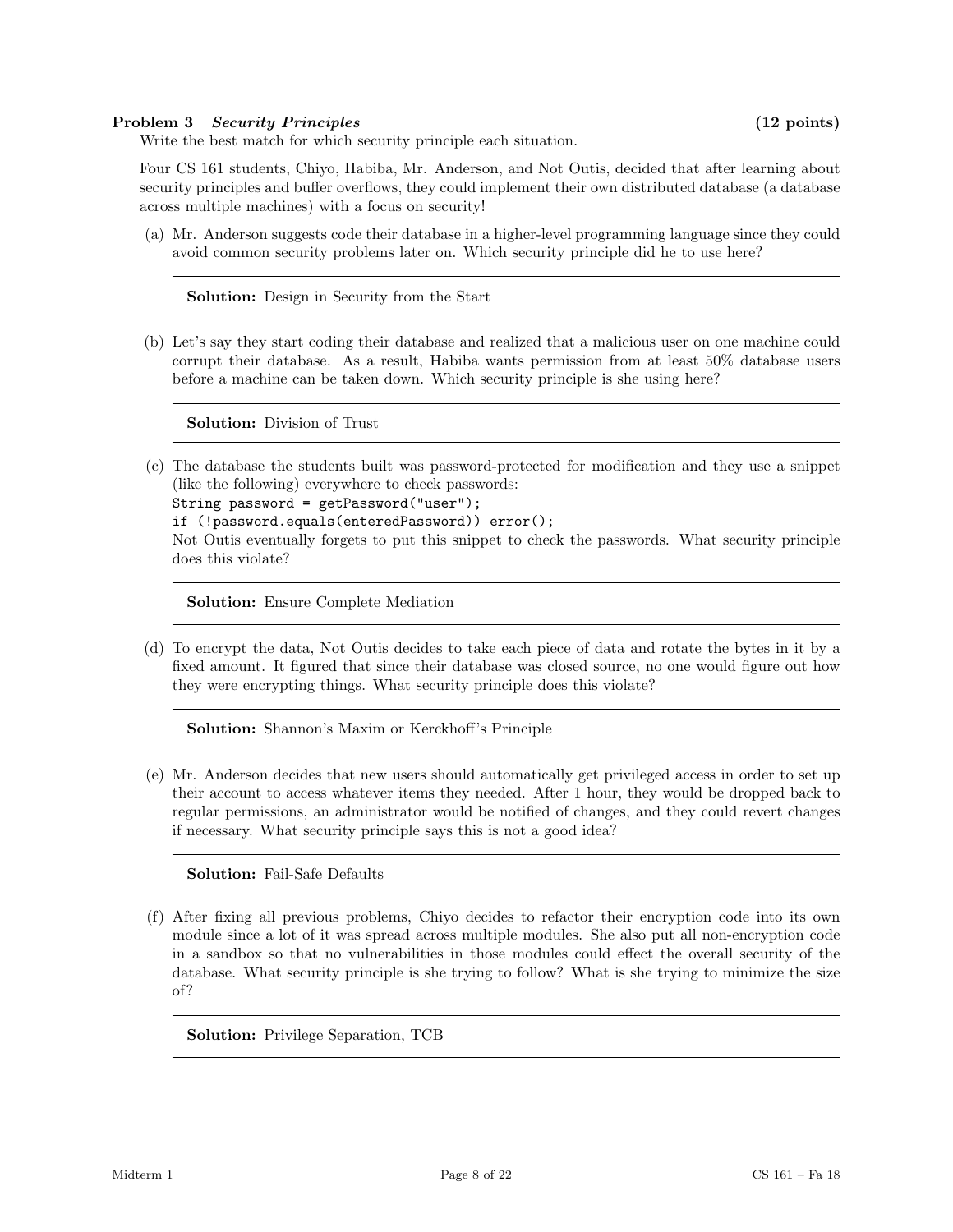**Problem 3** ***Security Principles*** **(12 points)**

Write the best match for which security principle each situation.

Four CS 161 students, Chiyo, Habiba, Mr. Anderson, and Not Outis, decided that after learning about security principles and buffer overflows, they could implement their own distributed database (a database across multiple machines) with a focus on security!

(a) Mr. Anderson suggests code their database in a higher-level programming language since they could avoid common security problems later on. Which security principle did he to use here?

> **Solution:** Design in Security from the Start

(b) Let's say they start coding their database and realized that a malicious user on one machine could corrupt their database. As a result, Habiba wants permission from at least 50% database users before a machine can be taken down. Which security principle is she using here?

> **Solution:** Division of Trust

(c) The database the students built was password-protected for modification and they use a snippet (like the following) everywhere to check passwords:

```
String password = getPassword("user");
if (!password.equals(enteredPassword)) error();
```

Not Outis eventually forgets to put this snippet to check the passwords. What security principle does this violate?

> **Solution:** Ensure Complete Mediation

(d) To encrypt the data, Not Outis decides to take each piece of data and rotate the bytes in it by a fixed amount. It figured that since their database was closed source, no one would figure out how they were encrypting things. What security principle does this violate?

> **Solution:** Shannon's Maxim or Kerckhoff's Principle

(e) Mr. Anderson decides that new users should automatically get privileged access in order to set up their account to access whatever items they needed. After 1 hour, they would be dropped back to regular permissions, an administrator would be notified of changes, and they could revert changes if necessary. What security principle says this is not a good idea?

> **Solution:** Fail-Safe Defaults

(f) After fixing all previous problems, Chiyo decides to refactor their encryption code into its own module since a lot of it was spread across multiple modules. She also put all non-encryption code in a sandbox so that no vulnerabilities in those modules could effect the overall security of the database. What security principle is she trying to follow? What is she trying to minimize the size of?

> **Solution:** Privilege Separation, TCB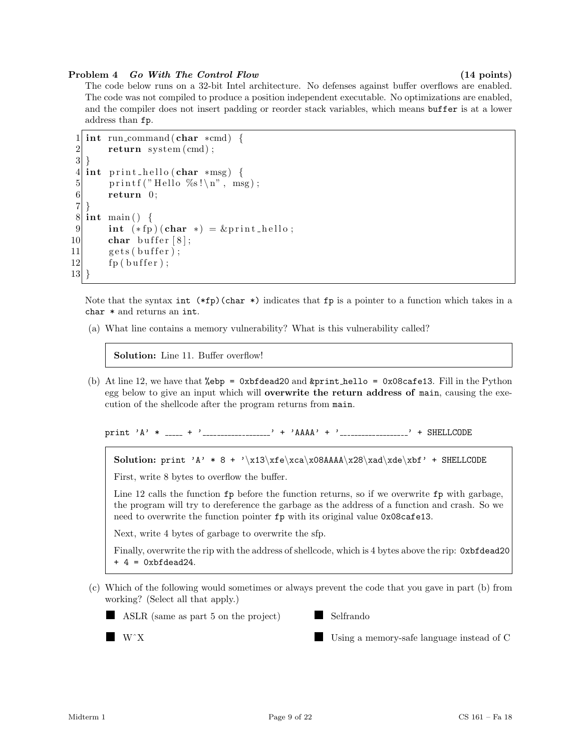**Problem 4** ***Go With The Control Flow*** **(14 points)**

The code below runs on a 32-bit Intel architecture. No defenses against buffer overflows are enabled. The code was not compiled to produce a position independent executable. No optimizations are enabled, and the compiler does not insert padding or reorder stack variables, which means `buffer` is at a lower address than `fp`.

```
1  int run_command(char *cmd) {
2      return system(cmd);
3  }
4  int print_hello(char *msg) {
5      printf("Hello %s!\n", msg);
6      return 0;
7  }
8  int main() {
9      int (*fp)(char *) = &print_hello;
10     char buffer[8];
11     gets(buffer);
12     fp(buffer);
13 }
```

Note that the syntax `int (*fp)(char *)` indicates that `fp` is a pointer to a function which takes in a `char *` and returns an `int`.

(a) What line contains a memory vulnerability? What is this vulnerability called?

> **Solution:** Line 11. Buffer overflow!

(b) At line 12, we have that `%ebp = 0xbfdead20` and `&print_hello = 0x08cafe13`. Fill in the Python egg below to give an input which will **overwrite the return address of** `main`, causing the execution of the shellcode after the program returns from `main`.

```
print 'A' * _____ + '_________________' + 'AAAA' + '_________________' + SHELLCODE
```

> **Solution:** `print 'A' * 8 + '\x13\xfe\xca\x08AAAA\x28\xad\xde\xbf' + SHELLCODE`
>
> First, write 8 bytes to overflow the buffer.
>
> Line 12 calls the function `fp` before the function returns, so if we overwrite `fp` with garbage, the program will try to dereference the garbage as the address of a function and crash. So we need to overwrite the function pointer `fp` with its original value `0x08cafe13`.
>
> Next, write 4 bytes of garbage to overwrite the sfp.
>
> Finally, overwrite the rip with the address of shellcode, which is 4 bytes above the rip: `0xbfdead20 + 4 = 0xbfdead24`.

(c) Which of the following would sometimes or always prevent the code that you gave in part (b) from working? (Select all that apply.)

- ■ ASLR (same as part 5 on the project)
- ■ Selfrando
- ■ W^X
- ■ Using a memory-safe language instead of C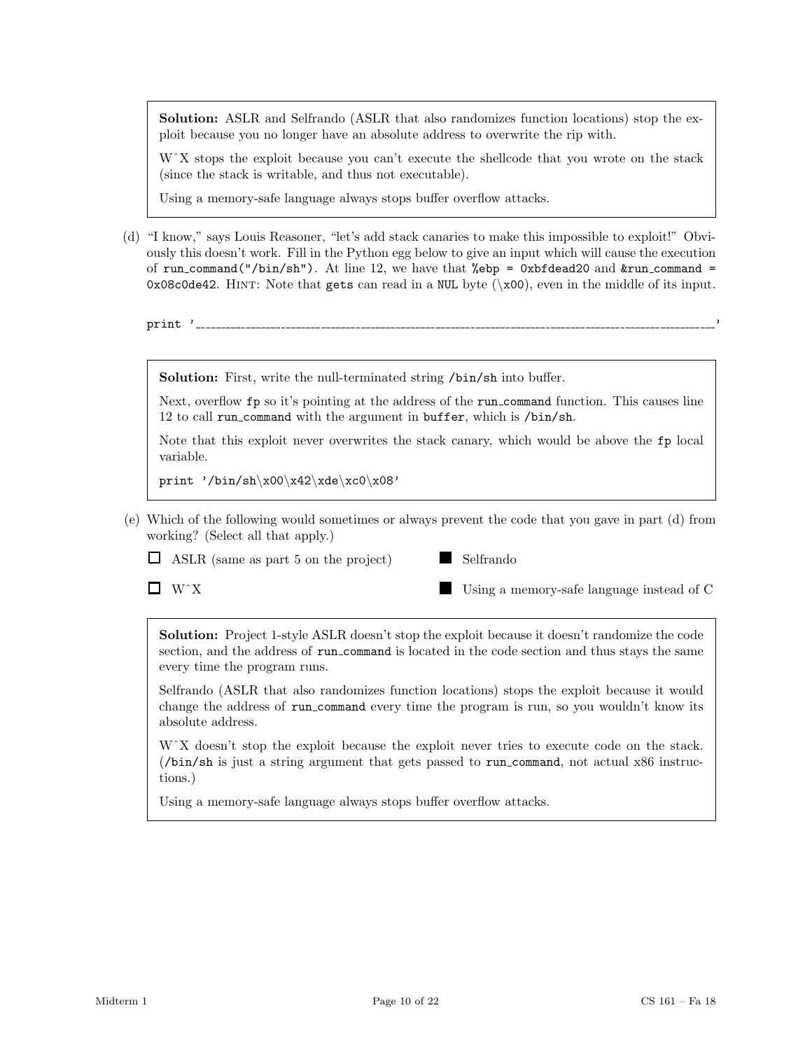**Solution:** ASLR and Selfrando (ASLR that also randomizes function locations) stop the exploit because you no longer have an absolute address to overwrite the rip with.

WˆX stops the exploit because you can't execute the shellcode that you wrote on the stack (since the stack is writable, and thus not executable).

Using a memory-safe language always stops buffer overflow attacks.

(d) "I know," says Louis Reasoner, "let's add stack canaries to make this impossible to exploit!" Obviously this doesn't work. Fill in the Python egg below to give an input which will cause the execution of `run_command("/bin/sh")`. At line 12, we have that `%ebp = 0xbfdead20` and `&run_command = 0x08c0de42`. HINT: Note that `gets` can read in a `NUL` byte (\x00), even in the middle of its input.

print '_______________________________________________________________'

**Solution:** First, write the null-terminated string `/bin/sh` into buffer.

Next, overflow `fp` so it's pointing at the address of the `run_command` function. This causes line 12 to call `run_command` with the argument in `buffer`, which is `/bin/sh`.

Note that this exploit never overwrites the stack canary, which would be above the `fp` local variable.

```
print '/bin/sh\x00\x42\xde\xc0\x08'
```

(e) Which of the following would sometimes or always prevent the code that you gave in part (d) from working? (Select all that apply.)

- ☐ ASLR (same as part 5 on the project)
- ■ Selfrando
- ☐ WˆX
- ■ Using a memory-safe language instead of C

**Solution:** Project 1-style ASLR doesn't stop the exploit because it doesn't randomize the code section, and the address of `run_command` is located in the code section and thus stays the same every time the program runs.

Selfrando (ASLR that also randomizes function locations) stops the exploit because it would change the address of `run_command` every time the program is run, so you wouldn't know its absolute address.

WˆX doesn't stop the exploit because the exploit never tries to execute code on the stack. (`/bin/sh` is just a string argument that gets passed to `run_command`, not actual x86 instructions.)

Using a memory-safe language always stops buffer overflow attacks.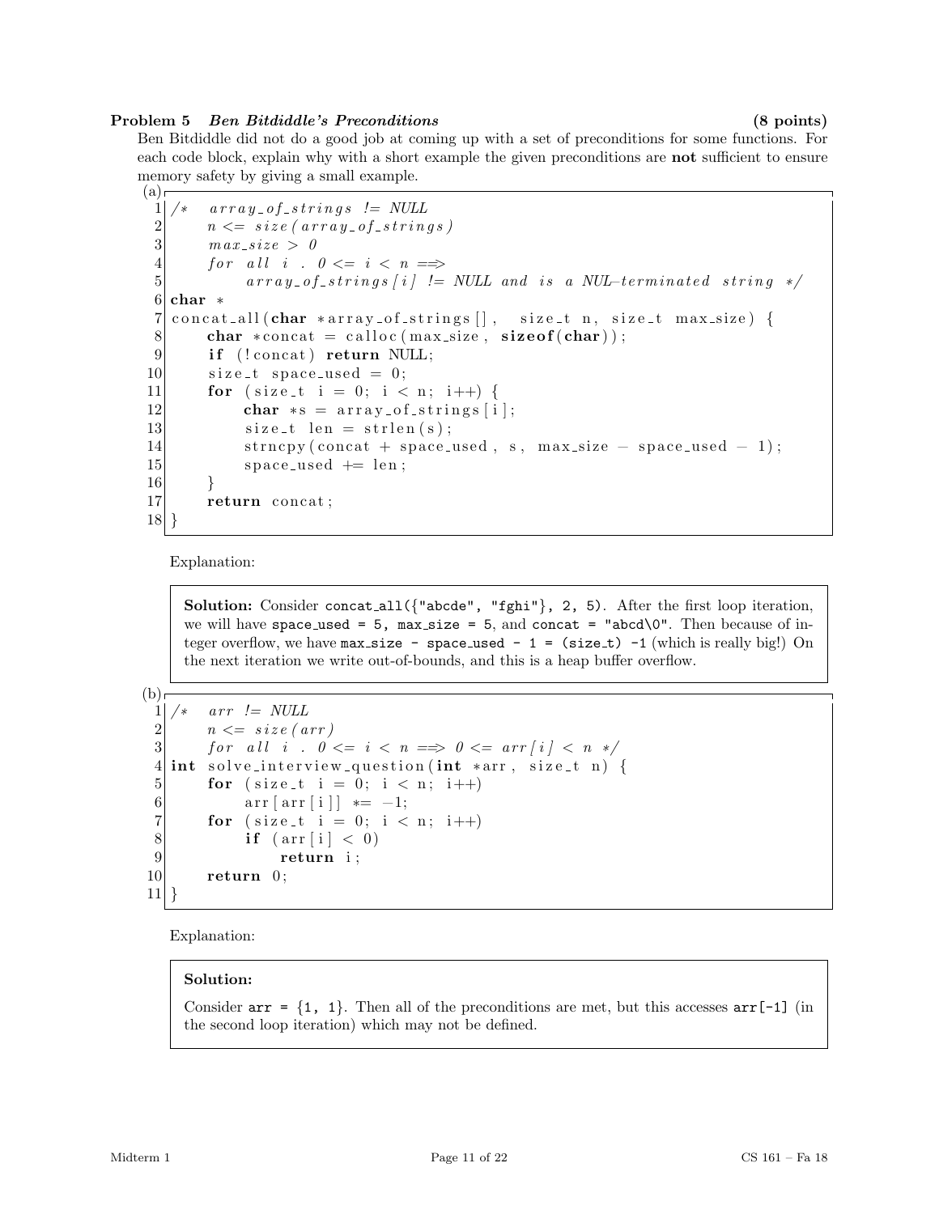**Problem 5** ***Ben Bitdiddle's Preconditions*** **(8 points)**

Ben Bitdiddle did not do a good job at coming up with a set of preconditions for some functions. For each code block, explain why with a short example the given preconditions are **not** sufficient to ensure memory safety by giving a small example.

(a)

```
1  /*   array_of_strings != NULL
2       n <= size(array_of_strings)
3       max_size > 0
4       for all i . 0 <= i < n ==>
5            array_of_strings[i] != NULL and is a NUL-terminated string */
6  char *
7  concat_all(char *array_of_strings[],  size_t n, size_t max_size) {
8      char *concat = calloc(max_size, sizeof(char));
9      if (!concat) return NULL;
10     size_t space_used = 0;
11     for (size_t i = 0; i < n; i++) {
12         char *s = array_of_strings[i];
13         size_t len = strlen(s);
14         strncpy(concat + space_used, s, max_size - space_used - 1);
15         space_used += len;
16     }
17     return concat;
18 }
```

Explanation:

> **Solution:** Consider `concat_all({"abcde", "fghi"}, 2, 5)`. After the first loop iteration, we will have `space_used = 5, max_size = 5`, and `concat = "abcd\0"`. Then because of integer overflow, we have `max_size - space_used - 1 = (size_t) -1` (which is really big!) On the next iteration we write out-of-bounds, and this is a heap buffer overflow.

(b)

```
1  /*   arr != NULL
2       n <= size(arr)
3       for all i . 0 <= i < n ==> 0 <= arr[i] < n */
4  int solve_interview_question(int *arr, size_t n) {
5      for (size_t i = 0; i < n; i++)
6          arr[arr[i]] *= -1;
7      for (size_t i = 0; i < n; i++)
8          if (arr[i] < 0)
9              return i;
10     return 0;
11 }
```

Explanation:

> **Solution:**
>
> Consider `arr = {1, 1}`. Then all of the preconditions are met, but this accesses `arr[-1]` (in the second loop iteration) which may not be defined.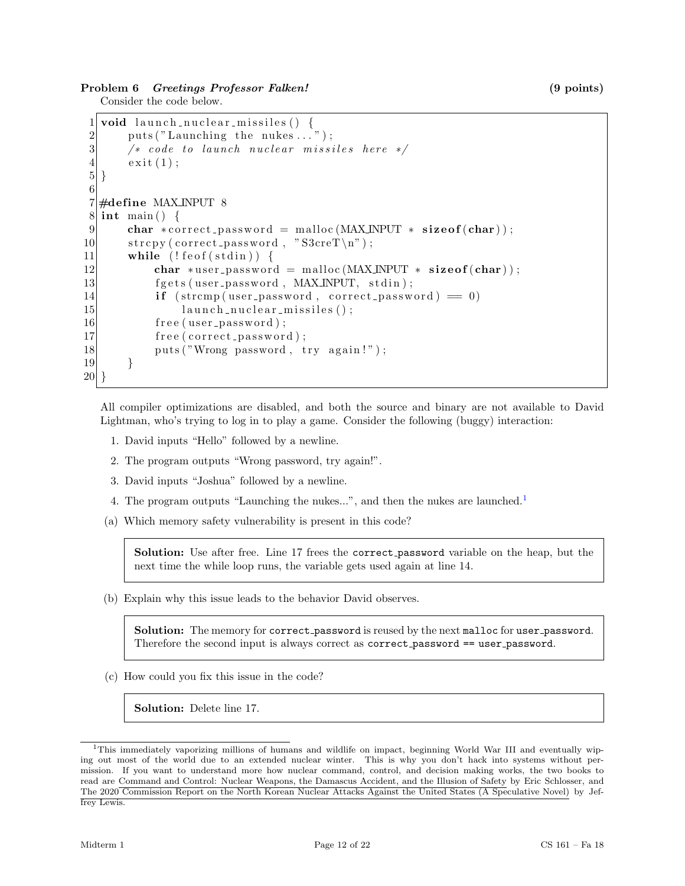**Problem 6** ***Greetings Professor Falken!*** **(9 points)**

Consider the code below.

```
1  void launch_nuclear_missiles() {
2      puts("Launching the nukes...");
3      /* code to launch nuclear missiles here */
4      exit(1);
5  }
6
7  #define MAX_INPUT 8
8  int main() {
9      char *correct_password = malloc(MAX_INPUT * sizeof(char));
10     strcpy(correct_password, "S3creT\n");
11     while (!feof(stdin)) {
12         char *user_password = malloc(MAX_INPUT * sizeof(char));
13         fgets(user_password, MAX_INPUT, stdin);
14         if (strcmp(user_password, correct_password) == 0)
15             launch_nuclear_missiles();
16         free(user_password);
17         free(correct_password);
18         puts("Wrong password, try again!");
19     }
20 }
```

All compiler optimizations are disabled, and both the source and binary are not available to David Lightman, who's trying to log in to play a game. Consider the following (buggy) interaction:

1. David inputs "Hello" followed by a newline.
2. The program outputs "Wrong password, try again!".
3. David inputs "Joshua" followed by a newline.
4. The program outputs "Launching the nukes...", and then the nukes are launched.[1]

(a) Which memory safety vulnerability is present in this code?

> **Solution:** Use after free. Line 17 frees the `correct_password` variable on the heap, but the next time the while loop runs, the variable gets used again at line 14.

(b) Explain why this issue leads to the behavior David observes.

> **Solution:** The memory for `correct_password` is reused by the next `malloc` for `user_password`. Therefore the second input is always correct as `correct_password == user_password`.

(c) How could you fix this issue in the code?

> **Solution:** Delete line 17.

---

[1] This immediately vaporizing millions of humans and wildlife on impact, beginning World War III and eventually wiping out most of the world due to an extended nuclear winter. This is why you don't hack into systems without permission. If you want to understand more how nuclear command, control, and decision making works, the two books to read are Command and Control: Nuclear Weapons, the Damascus Accident, and the Illusion of Safety by Eric Schlosser, and The 2020 Commission Report on the North Korean Nuclear Attacks Against the United States (A Speculative Novel) by Jeffrey Lewis.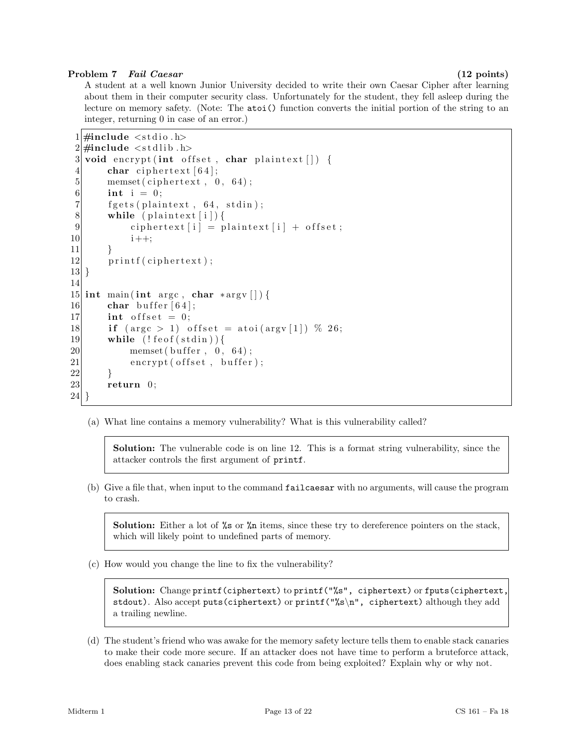**Problem 7** ***Fail Caesar*** **(12 points)**

A student at a well known Junior University decided to write their own Caesar Cipher after learning about them in their computer security class. Unfortunately for the student, they fell asleep during the lecture on memory safety. (Note: The `atoi()` function converts the initial portion of the string to an integer, returning 0 in case of an error.)

```
1  #include <stdio.h>
2  #include <stdlib.h>
3  void encrypt(int offset, char plaintext[]) {
4      char ciphertext[64];
5      memset(ciphertext, 0, 64);
6      int i = 0;
7      fgets(plaintext, 64, stdin);
8      while (plaintext[i]){
9          ciphertext[i] = plaintext[i] + offset;
10         i++;
11     }
12     printf(ciphertext);
13 }
14
15 int main(int argc, char *argv[]){
16     char buffer[64];
17     int offset = 0;
18     if (argc > 1) offset = atoi(argv[1]) % 26;
19     while (!feof(stdin)){
20         memset(buffer, 0, 64);
21         encrypt(offset, buffer);
22     }
23     return 0;
24 }
```

(a) What line contains a memory vulnerability? What is this vulnerability called?

> **Solution:** The vulnerable code is on line 12. This is a format string vulnerability, since the attacker controls the first argument of `printf`.

(b) Give a file that, when input to the command `failcaesar` with no arguments, will cause the program to crash.

> **Solution:** Either a lot of `%s` or `%n` items, since these try to dereference pointers on the stack, which will likely point to undefined parts of memory.

(c) How would you change the line to fix the vulnerability?

> **Solution:** Change `printf(ciphertext)` to `printf("%s", ciphertext)` or `fputs(ciphertext, stdout)`. Also accept `puts(ciphertext)` or `printf("%s\n", ciphertext)` although they add a trailing newline.

(d) The student's friend who was awake for the memory safety lecture tells them to enable stack canaries to make their code more secure. If an attacker does not have time to perform a bruteforce attack, does enabling stack canaries prevent this code from being exploited? Explain why or why not.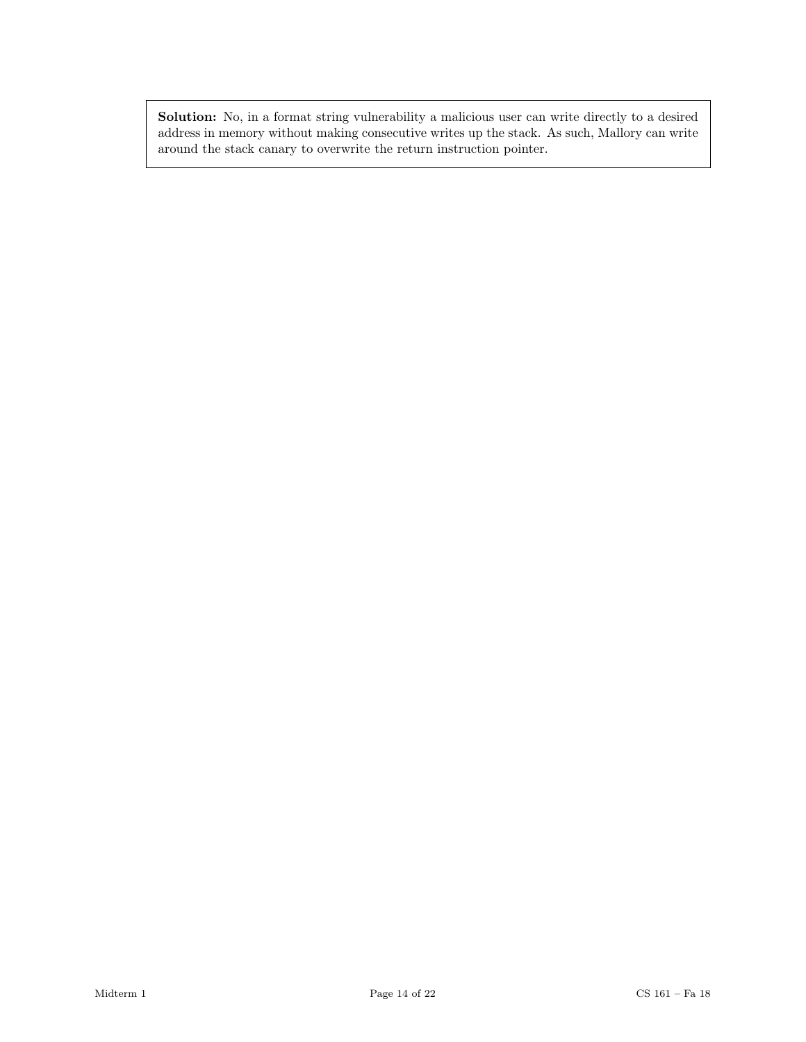**Solution:** No, in a format string vulnerability a malicious user can write directly to a desired address in memory without making consecutive writes up the stack. As such, Mallory can write around the stack canary to overwrite the return instruction pointer.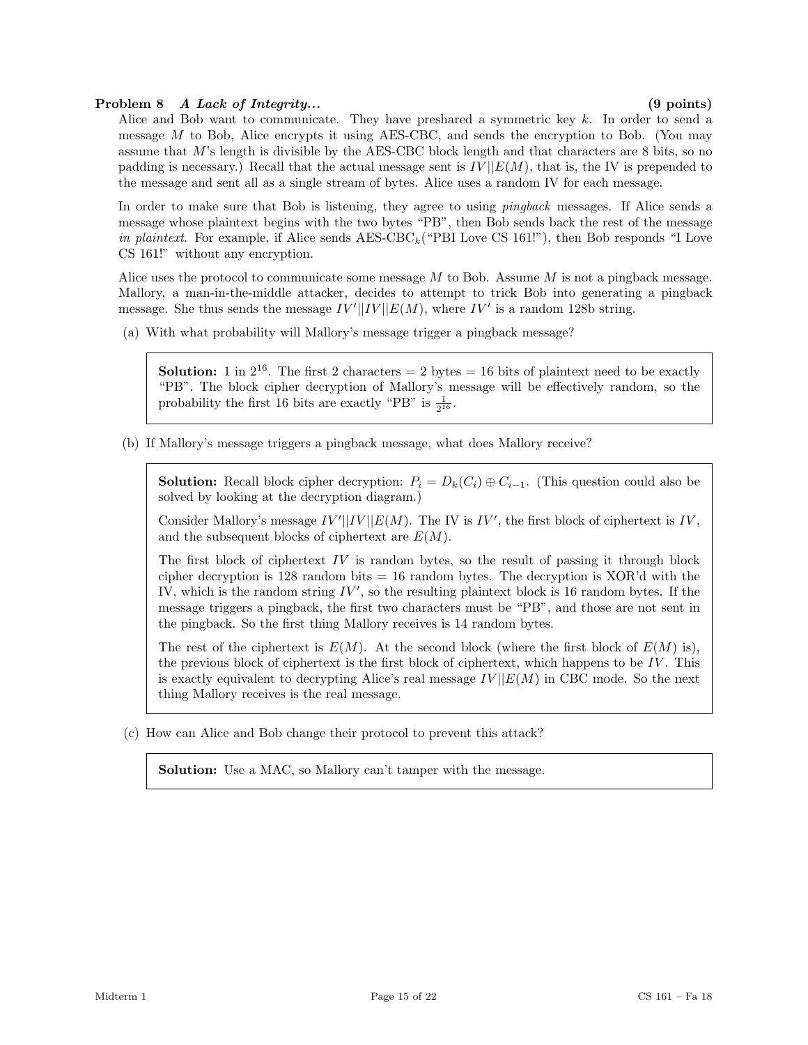**Problem 8** ***A Lack of Integrity...*** **(9 points)**

Alice and Bob want to communicate. They have preshared a symmetric key $k$. In order to send a message $M$ to Bob, Alice encrypts it using AES-CBC, and sends the encryption to Bob. (You may assume that $M$'s length is divisible by the AES-CBC block length and that characters are 8 bits, so no padding is necessary.) Recall that the actual message sent is $IV||E(M)$, that is, the IV is prepended to the message and sent all as a single stream of bytes. Alice uses a random IV for each message.

In order to make sure that Bob is listening, they agree to using *pingback* messages. If Alice sends a message whose plaintext begins with the two bytes "PB", then Bob sends back the rest of the message *in plaintext*. For example, if Alice sends $\text{AES-CBC}_k$("PBI Love CS 161!"), then Bob responds "I Love CS 161!" without any encryption.

Alice uses the protocol to communicate some message $M$ to Bob. Assume $M$ is not a pingback message. Mallory, a man-in-the-middle attacker, decides to attempt to trick Bob into generating a pingback message. She thus sends the message $IV'||IV||E(M)$, where $IV'$ is a random 128b string.

(a) With what probability will Mallory's message trigger a pingback message?

> **Solution:** 1 in $2^{16}$. The first 2 characters = 2 bytes = 16 bits of plaintext need to be exactly "PB". The block cipher decryption of Mallory's message will be effectively random, so the probability the first 16 bits are exactly "PB" is $\frac{1}{2^{16}}$.

(b) If Mallory's message triggers a pingback message, what does Mallory receive?

> **Solution:** Recall block cipher decryption: $P_i = D_k(C_i) \oplus C_{i-1}$. (This question could also be solved by looking at the decryption diagram.)
>
> Consider Mallory's message $IV'||IV||E(M)$. The IV is $IV'$, the first block of ciphertext is $IV$, and the subsequent blocks of ciphertext are $E(M)$.
>
> The first block of ciphertext $IV$ is random bytes, so the result of passing it through block cipher decryption is 128 random bits = 16 random bytes. The decryption is XOR'd with the IV, which is the random string $IV'$, so the resulting plaintext block is 16 random bytes. If the message triggers a pingback, the first two characters must be "PB", and those are not sent in the pingback. So the first thing Mallory receives is 14 random bytes.
>
> The rest of the ciphertext is $E(M)$. At the second block (where the first block of $E(M)$ is), the previous block of ciphertext is the first block of ciphertext, which happens to be $IV$. This is exactly equivalent to decrypting Alice's real message $IV||E(M)$ in CBC mode. So the next thing Mallory receives is the real message.

(c) How can Alice and Bob change their protocol to prevent this attack?

> **Solution:** Use a MAC, so Mallory can't tamper with the message.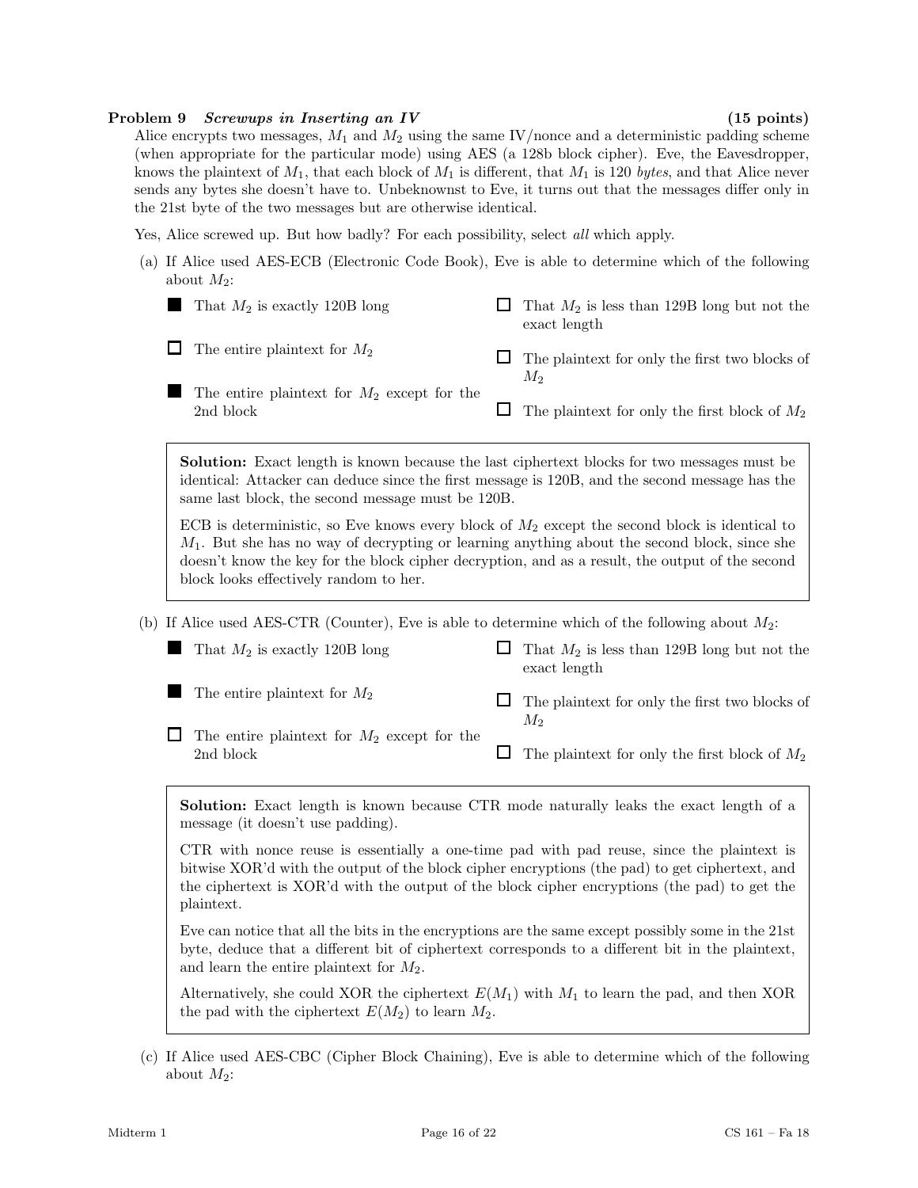**Problem 9** ***Screwups in Inserting an IV*** **(15 points)**

Alice encrypts two messages, $M_1$ and $M_2$ using the same IV/nonce and a deterministic padding scheme (when appropriate for the particular mode) using AES (a 128b block cipher). Eve, the Eavesdropper, knows the plaintext of $M_1$, that each block of $M_1$ is different, that $M_1$ is 120 *bytes*, and that Alice never sends any bytes she doesn't have to. Unbeknownst to Eve, it turns out that the messages differ only in the 21st byte of the two messages but are otherwise identical.

Yes, Alice screwed up. But how badly? For each possibility, select *all* which apply.

(a) If Alice used AES-ECB (Electronic Code Book), Eve is able to determine which of the following about $M_2$:

- ■ That $M_2$ is exactly 120B long
- ☐ The entire plaintext for $M_2$
- ■ The entire plaintext for $M_2$ except for the 2nd block
- ☐ That $M_2$ is less than 129B long but not the exact length
- ☐ The plaintext for only the first two blocks of $M_2$
- ☐ The plaintext for only the first block of $M_2$

> **Solution:** Exact length is known because the last ciphertext blocks for two messages must be identical: Attacker can deduce since the first message is 120B, and the second message has the same last block, the second message must be 120B.
>
> ECB is deterministic, so Eve knows every block of $M_2$ except the second block is identical to $M_1$. But she has no way of decrypting or learning anything about the second block, since she doesn't know the key for the block cipher decryption, and as a result, the output of the second block looks effectively random to her.

(b) If Alice used AES-CTR (Counter), Eve is able to determine which of the following about $M_2$:

- ■ That $M_2$ is exactly 120B long
- ■ The entire plaintext for $M_2$
- ☐ The entire plaintext for $M_2$ except for the 2nd block
- ☐ That $M_2$ is less than 129B long but not the exact length
- ☐ The plaintext for only the first two blocks of $M_2$
- ☐ The plaintext for only the first block of $M_2$

> **Solution:** Exact length is known because CTR mode naturally leaks the exact length of a message (it doesn't use padding).
>
> CTR with nonce reuse is essentially a one-time pad with pad reuse, since the plaintext is bitwise XOR'd with the output of the block cipher encryptions (the pad) to get ciphertext, and the ciphertext is XOR'd with the output of the block cipher encryptions (the pad) to get the plaintext.
>
> Eve can notice that all the bits in the encryptions are the same except possibly some in the 21st byte, deduce that a different bit of ciphertext corresponds to a different bit in the plaintext, and learn the entire plaintext for $M_2$.
>
> Alternatively, she could XOR the ciphertext $E(M_1)$ with $M_1$ to learn the pad, and then XOR the pad with the ciphertext $E(M_2)$ to learn $M_2$.

(c) If Alice used AES-CBC (Cipher Block Chaining), Eve is able to determine which of the following about $M_2$: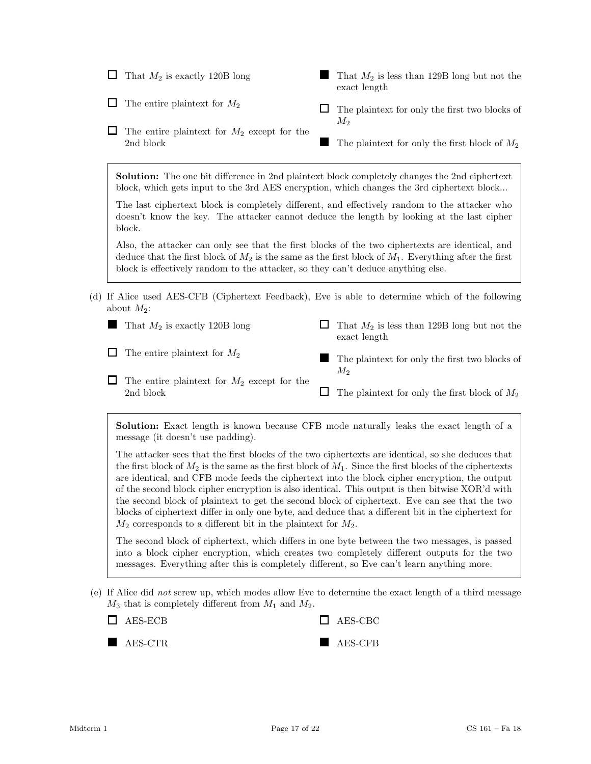- [ ] That $M_2$ is exactly 120B long
- [ ] The entire plaintext for $M_2$
- [ ] The entire plaintext for $M_2$ except for the 2nd block
- [x] That $M_2$ is less than 129B long but not the exact length
- [ ] The plaintext for only the first two blocks of $M_2$
- [x] The plaintext for only the first block of $M_2$

> **Solution:** The one bit difference in 2nd plaintext block completely changes the 2nd ciphertext block, which gets input to the 3rd AES encryption, which changes the 3rd ciphertext block...
>
> The last ciphertext block is completely different, and effectively random to the attacker who doesn't know the key. The attacker cannot deduce the length by looking at the last cipher block.
>
> Also, the attacker can only see that the first blocks of the two ciphertexts are identical, and deduce that the first block of $M_2$ is the same as the first block of $M_1$. Everything after the first block is effectively random to the attacker, so they can't deduce anything else.

(d) If Alice used AES-CFB (Ciphertext Feedback), Eve is able to determine which of the following about $M_2$:

- [x] That $M_2$ is exactly 120B long
- [ ] The entire plaintext for $M_2$
- [ ] The entire plaintext for $M_2$ except for the 2nd block
- [ ] That $M_2$ is less than 129B long but not the exact length
- [x] The plaintext for only the first two blocks of $M_2$
- [ ] The plaintext for only the first block of $M_2$

> **Solution:** Exact length is known because CFB mode naturally leaks the exact length of a message (it doesn't use padding).
>
> The attacker sees that the first blocks of the two ciphertexts are identical, so she deduces that the first block of $M_2$ is the same as the first block of $M_1$. Since the first blocks of the ciphertexts are identical, and CFB mode feeds the ciphertext into the block cipher encryption, the output of the second block cipher encryption is also identical. This output is then bitwise XOR'd with the second block of plaintext to get the second block of ciphertext. Eve can see that the two blocks of ciphertext differ in only one byte, and deduce that a different bit in the ciphertext for $M_2$ corresponds to a different bit in the plaintext for $M_2$.
>
> The second block of ciphertext, which differs in one byte between the two messages, is passed into a block cipher encryption, which creates two completely different outputs for the two messages. Everything after this is completely different, so Eve can't learn anything more.

(e) If Alice did *not* screw up, which modes allow Eve to determine the exact length of a third message $M_3$ that is completely different from $M_1$ and $M_2$.

- [ ] AES-ECB
- [x] AES-CTR
- [ ] AES-CBC
- [x] AES-CFB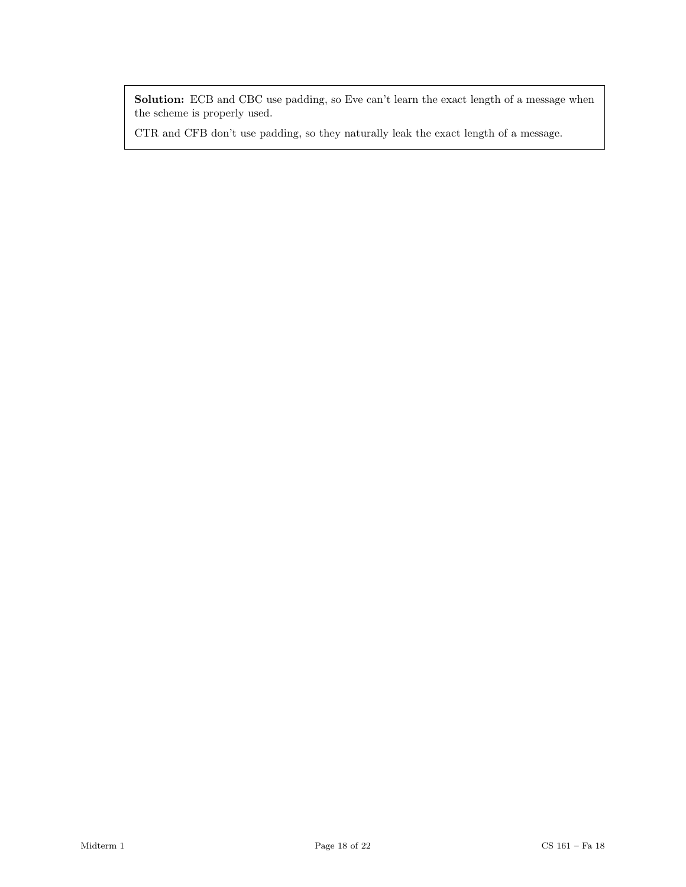**Solution:** ECB and CBC use padding, so Eve can't learn the exact length of a message when the scheme is properly used.

CTR and CFB don't use padding, so they naturally leak the exact length of a message.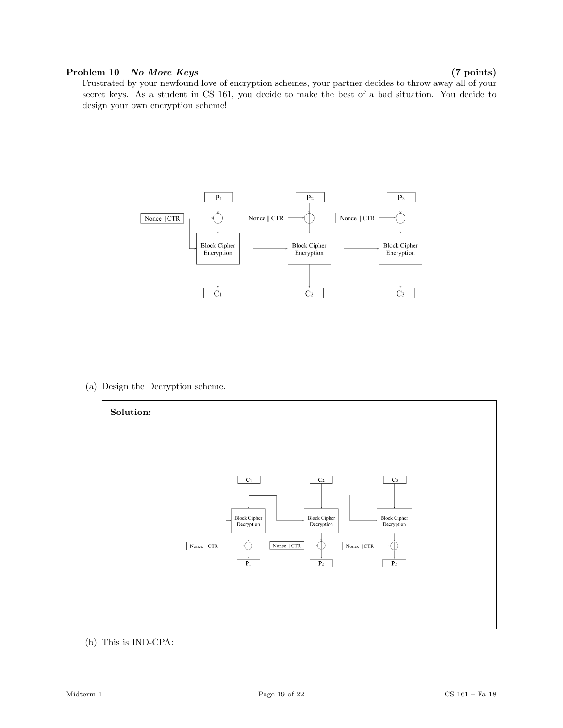**Problem 10** ***No More Keys*** **(7 points)**

Frustrated by your newfound love of encryption schemes, your partner decides to throw away all of your secret keys. As a student in CS 161, you decide to make the best of a bad situation. You decide to design your own encryption scheme!

(a) Design the Decryption scheme.

**Solution:**

(b) This is IND-CPA: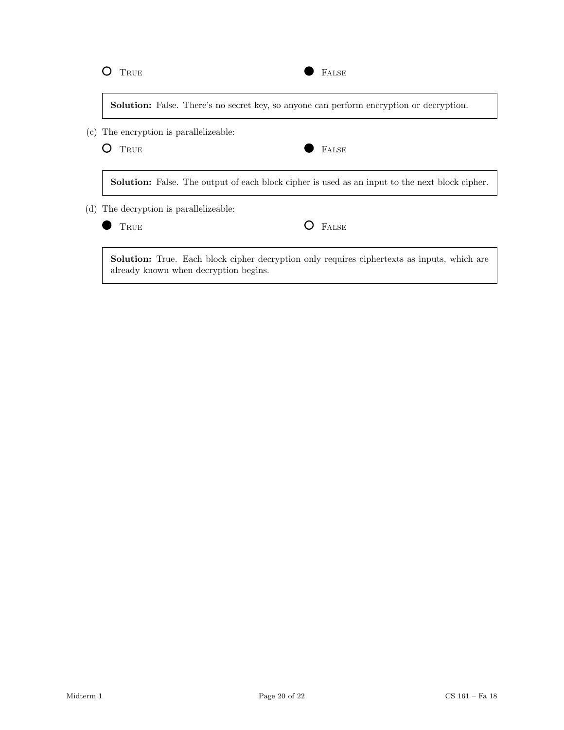○ True ● False

> **Solution:** False. There's no secret key, so anyone can perform encryption or decryption.

(c) The encryption is parallelizeable:

○ True ● False

> **Solution:** False. The output of each block cipher is used as an input to the next block cipher.

(d) The decryption is parallelizeable:

● True ○ False

> **Solution:** True. Each block cipher decryption only requires ciphertexts as inputs, which are already known when decryption begins.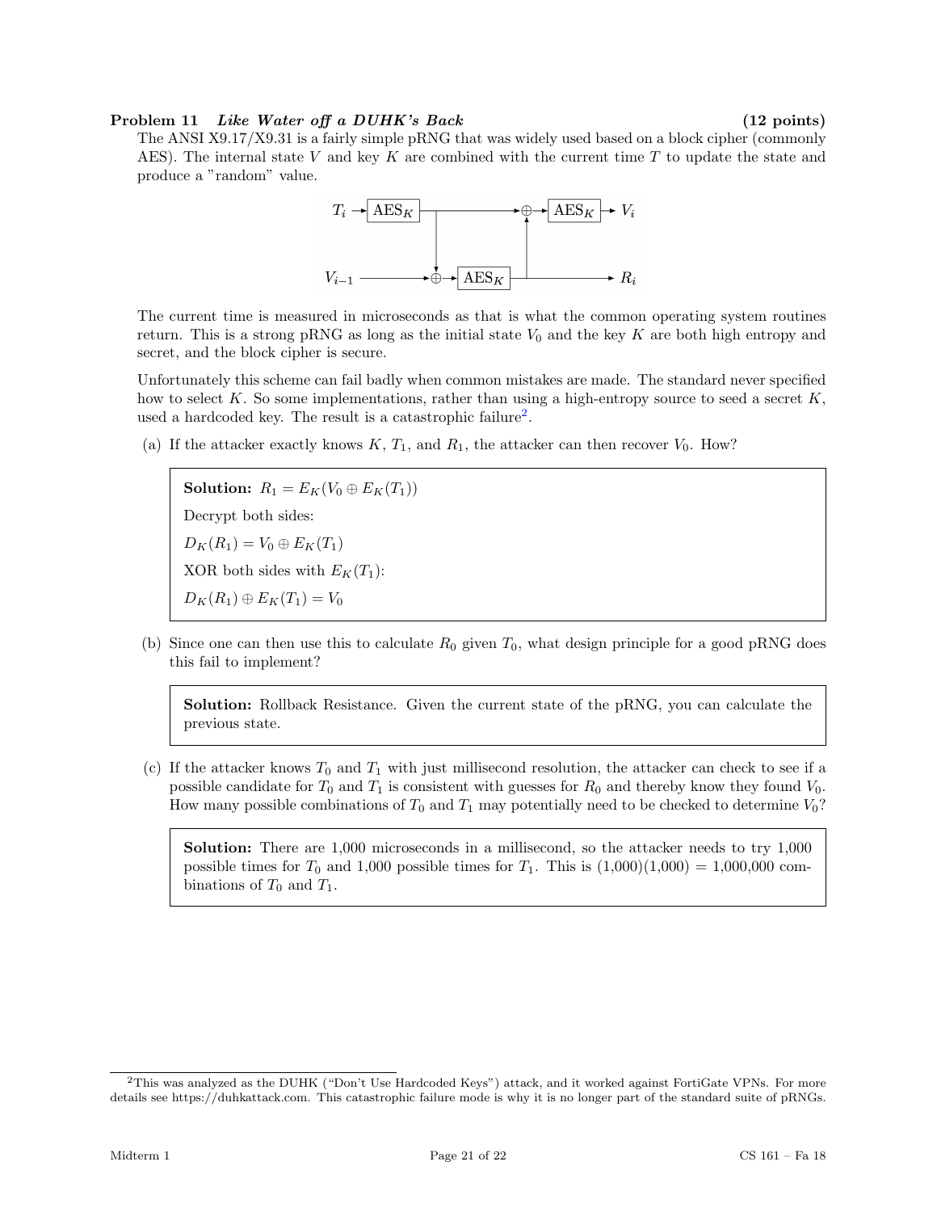## Problem 11 *Like Water off a DUHK's Back* (12 points)

The ANSI X9.17/X9.31 is a fairly simple pRNG that was widely used based on a block cipher (commonly AES). The internal state $V$ and key $K$ are combined with the current time $T$ to update the state and produce a "random" value.

The current time is measured in microseconds as that is what the common operating system routines return. This is a strong pRNG as long as the initial state $V_0$ and the key $K$ are both high entropy and secret, and the block cipher is secure.

Unfortunately this scheme can fail badly when common mistakes are made. The standard never specified how to select $K$. So some implementations, rather than using a high-entropy source to seed a secret $K$, used a hardcoded key. The result is a catastrophic failure[2].

(a) If the attacker exactly knows $K$, $T_1$, and $R_1$, the attacker can then recover $V_0$. How?

> **Solution:** $R_1 = E_K(V_0 \oplus E_K(T_1))$
>
> Decrypt both sides:
>
> $D_K(R_1) = V_0 \oplus E_K(T_1)$
>
> XOR both sides with $E_K(T_1)$:
>
> $D_K(R_1) \oplus E_K(T_1) = V_0$

(b) Since one can then use this to calculate $R_0$ given $T_0$, what design principle for a good pRNG does this fail to implement?

> **Solution:** Rollback Resistance. Given the current state of the pRNG, you can calculate the previous state.

(c) If the attacker knows $T_0$ and $T_1$ with just millisecond resolution, the attacker can check to see if a possible candidate for $T_0$ and $T_1$ is consistent with guesses for $R_0$ and thereby know they found $V_0$. How many possible combinations of $T_0$ and $T_1$ may potentially need to be checked to determine $V_0$?

> **Solution:** There are 1,000 microseconds in a millisecond, so the attacker needs to try 1,000 possible times for $T_0$ and 1,000 possible times for $T_1$. This is (1,000)(1,000) = 1,000,000 combinations of $T_0$ and $T_1$.

---

[2] This was analyzed as the DUHK ("Don't Use Hardcoded Keys") attack, and it worked against FortiGate VPNs. For more details see https://duhkattack.com. This catastrophic failure mode is why it is no longer part of the standard suite of pRNGs.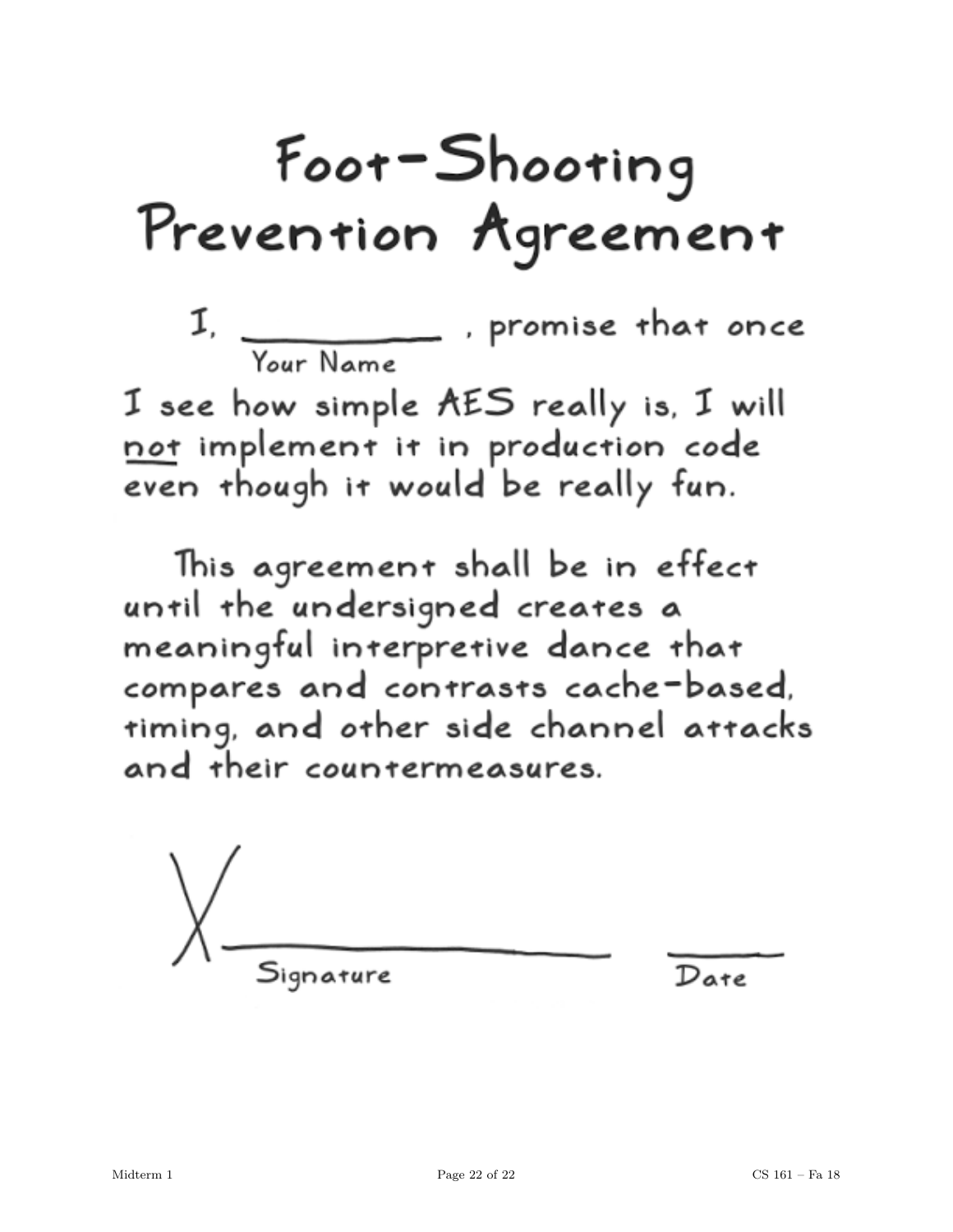# Foot-Shooting Prevention Agreement

I, \_\_\_\_\_\_\_\_\_\_ , promise that once
Your Name

I see how simple AES really is, I will not implement it in production code even though it would be really fun.

This agreement shall be in effect until the undersigned creates a meaningful interpretive dance that compares and contrasts cache-based, timing, and other side channel attacks and their countermeasures.

X\_\_\_\_\_\_\_\_\_\_\_\_\_\_\_\_\_\_\_\_
Signature

\_\_\_\_\_\_
Date